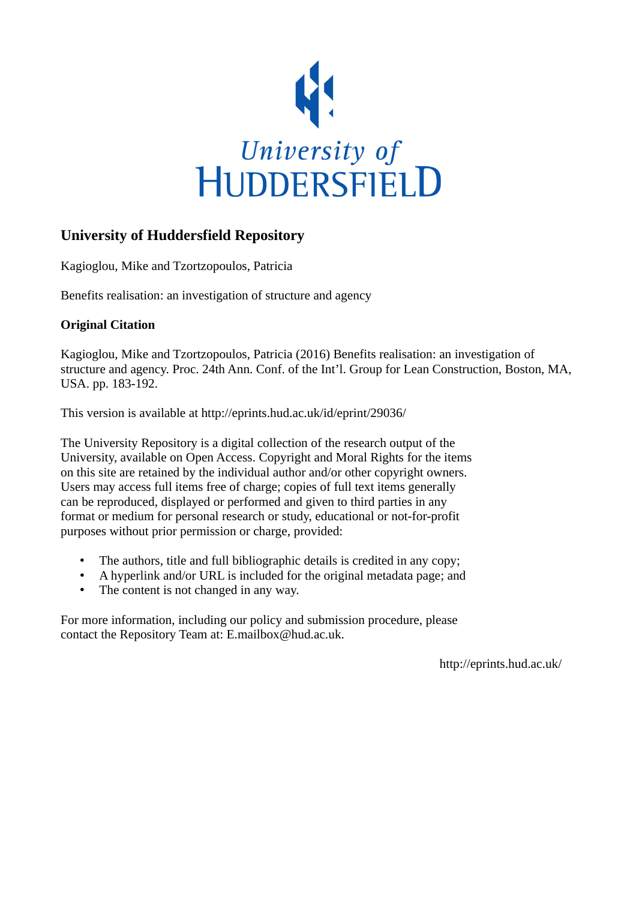University of
HUDDERSFIELD

# University of Huddersfield Repository

Kagioglou, Mike and Tzortzopoulos, Patricia

Benefits realisation: an investigation of structure and agency

## Original Citation

Kagioglou, Mike and Tzortzopoulos, Patricia (2016) Benefits realisation: an investigation of structure and agency. Proc. 24th Ann. Conf. of the Int'l. Group for Lean Construction, Boston, MA, USA. pp. 183-192.

This version is available at http://eprints.hud.ac.uk/id/eprint/29036/

The University Repository is a digital collection of the research output of the University, available on Open Access. Copyright and Moral Rights for the items on this site are retained by the individual author and/or other copyright owners. Users may access full items free of charge; copies of full text items generally can be reproduced, displayed or performed and given to third parties in any format or medium for personal research or study, educational or not-for-profit purposes without prior permission or charge, provided:

- The authors, title and full bibliographic details is credited in any copy;
- A hyperlink and/or URL is included for the original metadata page; and
- The content is not changed in any way.

For more information, including our policy and submission procedure, please contact the Repository Team at: E.mailbox@hud.ac.uk.

http://eprints.hud.ac.uk/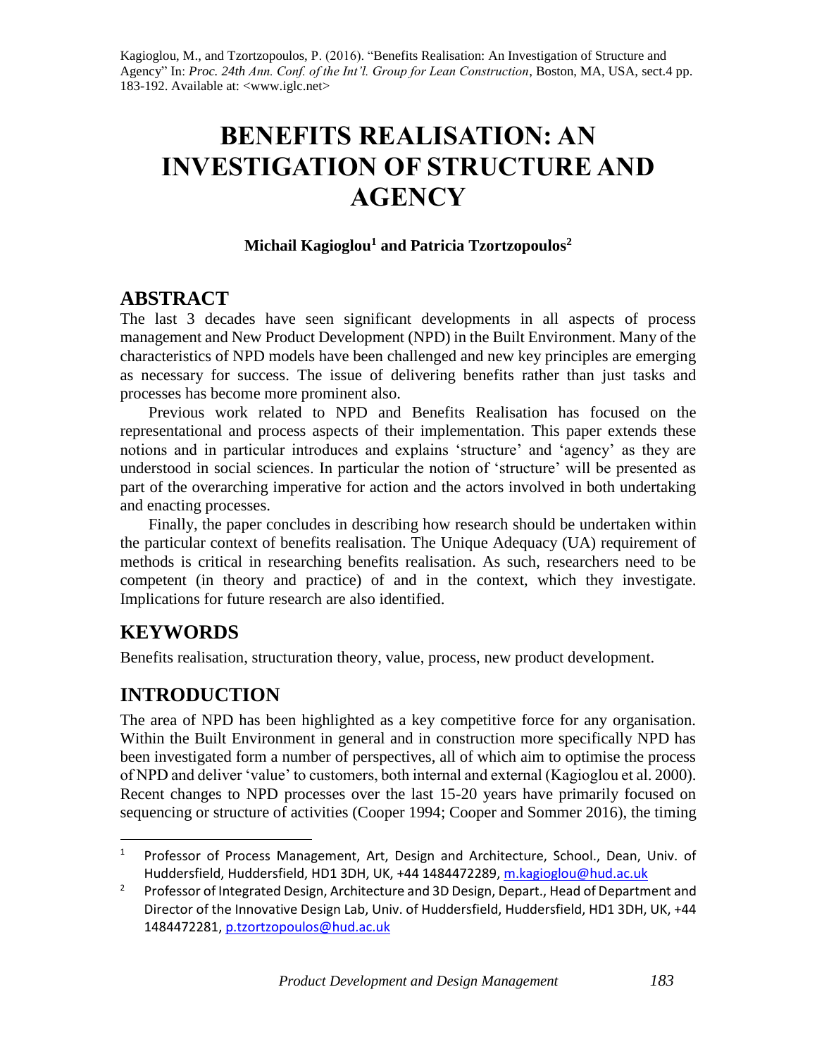Kagioglou, M., and Tzortzopoulos, P. (2016). "Benefits Realisation: An Investigation of Structure and Agency" In: *Proc. 24th Ann. Conf. of the Int'l. Group for Lean Construction*, Boston, MA, USA, sect.4 pp. 183-192. Available at: <www.iglc.net>

# BENEFITS REALISATION: AN INVESTIGATION OF STRUCTURE AND AGENCY

**Michail Kagioglou[1] and Patricia Tzortzopoulos[2]**

## ABSTRACT

The last 3 decades have seen significant developments in all aspects of process management and New Product Development (NPD) in the Built Environment. Many of the characteristics of NPD models have been challenged and new key principles are emerging as necessary for success. The issue of delivering benefits rather than just tasks and processes has become more prominent also.

Previous work related to NPD and Benefits Realisation has focused on the representational and process aspects of their implementation. This paper extends these notions and in particular introduces and explains 'structure' and 'agency' as they are understood in social sciences. In particular the notion of 'structure' will be presented as part of the overarching imperative for action and the actors involved in both undertaking and enacting processes.

Finally, the paper concludes in describing how research should be undertaken within the particular context of benefits realisation. The Unique Adequacy (UA) requirement of methods is critical in researching benefits realisation. As such, researchers need to be competent (in theory and practice) of and in the context, which they investigate. Implications for future research are also identified.

## KEYWORDS

Benefits realisation, structuration theory, value, process, new product development.

## INTRODUCTION

The area of NPD has been highlighted as a key competitive force for any organisation. Within the Built Environment in general and in construction more specifically NPD has been investigated form a number of perspectives, all of which aim to optimise the process of NPD and deliver 'value' to customers, both internal and external (Kagioglou et al. 2000). Recent changes to NPD processes over the last 15-20 years have primarily focused on sequencing or structure of activities (Cooper 1994; Cooper and Sommer 2016), the timing

---

[1] Professor of Process Management, Art, Design and Architecture, School., Dean, Univ. of Huddersfield, Huddersfield, HD1 3DH, UK, +44 1484472289, m.kagioglou@hud.ac.uk

[2] Professor of Integrated Design, Architecture and 3D Design, Depart., Head of Department and Director of the Innovative Design Lab, Univ. of Huddersfield, Huddersfield, HD1 3DH, UK, +44 1484472281, p.tzortzopoulos@hud.ac.uk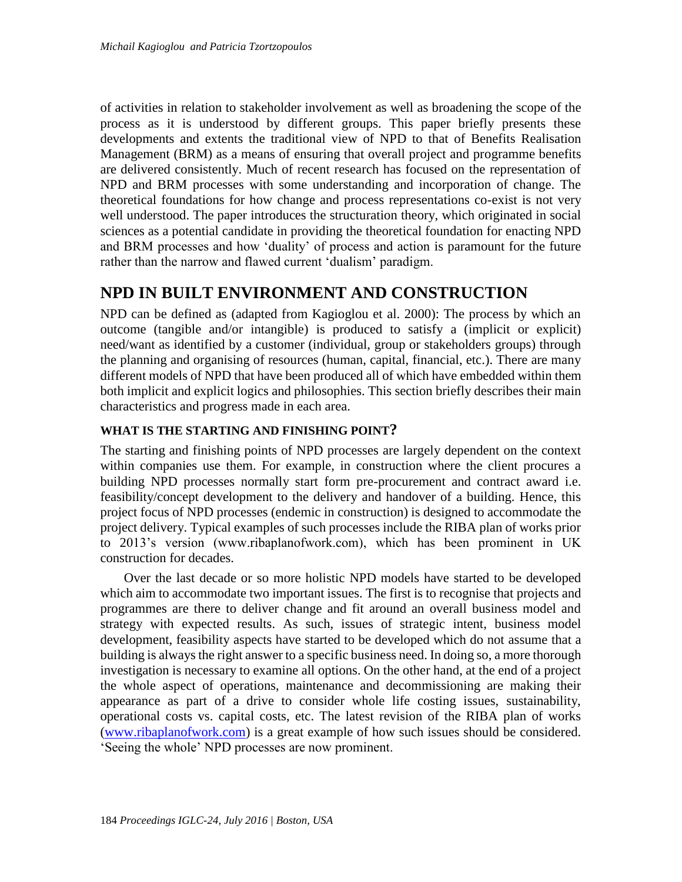of activities in relation to stakeholder involvement as well as broadening the scope of the process as it is understood by different groups. This paper briefly presents these developments and extents the traditional view of NPD to that of Benefits Realisation Management (BRM) as a means of ensuring that overall project and programme benefits are delivered consistently. Much of recent research has focused on the representation of NPD and BRM processes with some understanding and incorporation of change. The theoretical foundations for how change and process representations co-exist is not very well understood. The paper introduces the structuration theory, which originated in social sciences as a potential candidate in providing the theoretical foundation for enacting NPD and BRM processes and how 'duality' of process and action is paramount for the future rather than the narrow and flawed current 'dualism' paradigm.

## NPD IN BUILT ENVIRONMENT AND CONSTRUCTION

NPD can be defined as (adapted from Kagioglou et al. 2000): The process by which an outcome (tangible and/or intangible) is produced to satisfy a (implicit or explicit) need/want as identified by a customer (individual, group or stakeholders groups) through the planning and organising of resources (human, capital, financial, etc.). There are many different models of NPD that have been produced all of which have embedded within them both implicit and explicit logics and philosophies. This section briefly describes their main characteristics and progress made in each area.

### WHAT IS THE STARTING AND FINISHING POINT?

The starting and finishing points of NPD processes are largely dependent on the context within companies use them. For example, in construction where the client procures a building NPD processes normally start form pre-procurement and contract award i.e. feasibility/concept development to the delivery and handover of a building. Hence, this project focus of NPD processes (endemic in construction) is designed to accommodate the project delivery. Typical examples of such processes include the RIBA plan of works prior to 2013's version (www.ribaplanofwork.com), which has been prominent in UK construction for decades.

Over the last decade or so more holistic NPD models have started to be developed which aim to accommodate two important issues. The first is to recognise that projects and programmes are there to deliver change and fit around an overall business model and strategy with expected results. As such, issues of strategic intent, business model development, feasibility aspects have started to be developed which do not assume that a building is always the right answer to a specific business need. In doing so, a more thorough investigation is necessary to examine all options. On the other hand, at the end of a project the whole aspect of operations, maintenance and decommissioning are making their appearance as part of a drive to consider whole life costing issues, sustainability, operational costs vs. capital costs, etc. The latest revision of the RIBA plan of works (www.ribaplanofwork.com) is a great example of how such issues should be considered. 'Seeing the whole' NPD processes are now prominent.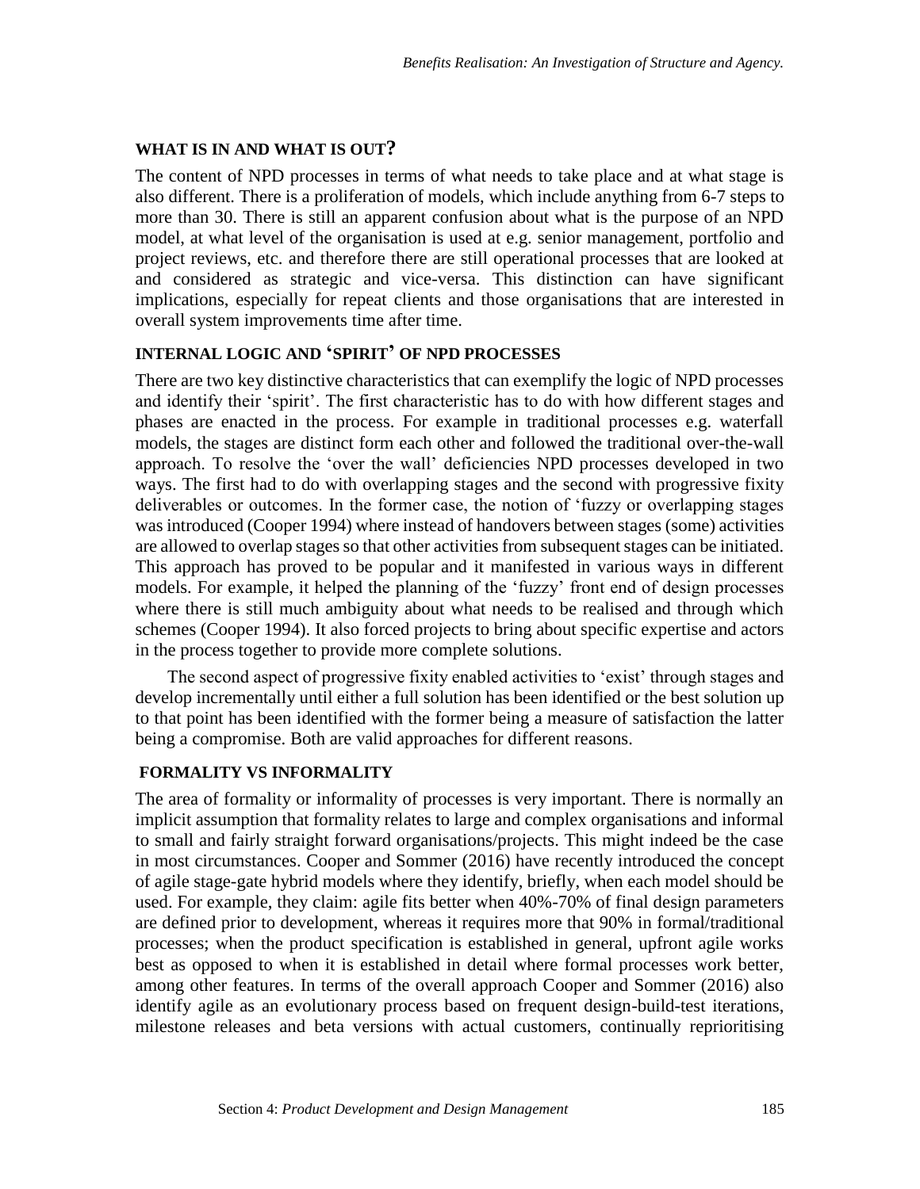## WHAT IS IN AND WHAT IS OUT?

The content of NPD processes in terms of what needs to take place and at what stage is also different. There is a proliferation of models, which include anything from 6-7 steps to more than 30. There is still an apparent confusion about what is the purpose of an NPD model, at what level of the organisation is used at e.g. senior management, portfolio and project reviews, etc. and therefore there are still operational processes that are looked at and considered as strategic and vice-versa. This distinction can have significant implications, especially for repeat clients and those organisations that are interested in overall system improvements time after time.

## INTERNAL LOGIC AND 'SPIRIT' OF NPD PROCESSES

There are two key distinctive characteristics that can exemplify the logic of NPD processes and identify their 'spirit'. The first characteristic has to do with how different stages and phases are enacted in the process. For example in traditional processes e.g. waterfall models, the stages are distinct form each other and followed the traditional over-the-wall approach. To resolve the 'over the wall' deficiencies NPD processes developed in two ways. The first had to do with overlapping stages and the second with progressive fixity deliverables or outcomes. In the former case, the notion of 'fuzzy or overlapping stages was introduced (Cooper 1994) where instead of handovers between stages (some) activities are allowed to overlap stages so that other activities from subsequent stages can be initiated. This approach has proved to be popular and it manifested in various ways in different models. For example, it helped the planning of the 'fuzzy' front end of design processes where there is still much ambiguity about what needs to be realised and through which schemes (Cooper 1994). It also forced projects to bring about specific expertise and actors in the process together to provide more complete solutions.

The second aspect of progressive fixity enabled activities to 'exist' through stages and develop incrementally until either a full solution has been identified or the best solution up to that point has been identified with the former being a measure of satisfaction the latter being a compromise. Both are valid approaches for different reasons.

## FORMALITY VS INFORMALITY

The area of formality or informality of processes is very important. There is normally an implicit assumption that formality relates to large and complex organisations and informal to small and fairly straight forward organisations/projects. This might indeed be the case in most circumstances. Cooper and Sommer (2016) have recently introduced the concept of agile stage-gate hybrid models where they identify, briefly, when each model should be used. For example, they claim: agile fits better when 40%-70% of final design parameters are defined prior to development, whereas it requires more that 90% in formal/traditional processes; when the product specification is established in general, upfront agile works best as opposed to when it is established in detail where formal processes work better, among other features. In terms of the overall approach Cooper and Sommer (2016) also identify agile as an evolutionary process based on frequent design-build-test iterations, milestone releases and beta versions with actual customers, continually reprioritising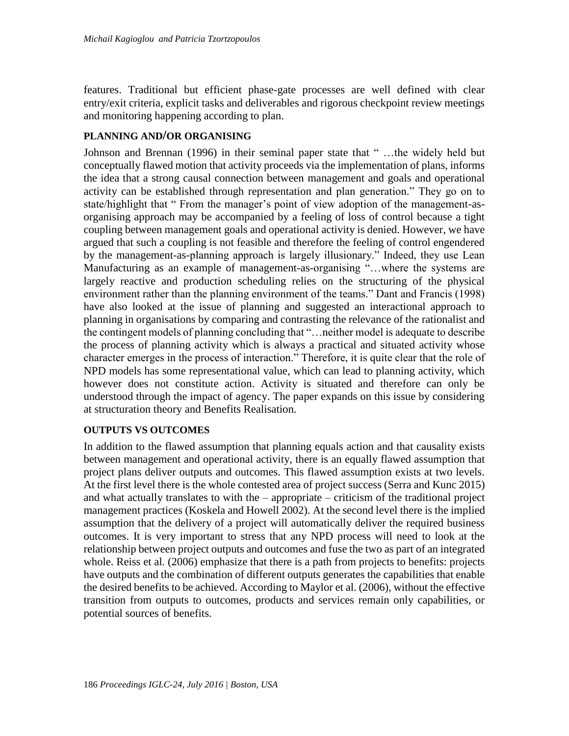features. Traditional but efficient phase-gate processes are well defined with clear entry/exit criteria, explicit tasks and deliverables and rigorous checkpoint review meetings and monitoring happening according to plan.

## PLANNING AND/OR ORGANISING

Johnson and Brennan (1996) in their seminal paper state that " …the widely held but conceptually flawed motion that activity proceeds via the implementation of plans, informs the idea that a strong causal connection between management and goals and operational activity can be established through representation and plan generation." They go on to state/highlight that " From the manager's point of view adoption of the management-as-organising approach may be accompanied by a feeling of loss of control because a tight coupling between management goals and operational activity is denied. However, we have argued that such a coupling is not feasible and therefore the feeling of control engendered by the management-as-planning approach is largely illusionary." Indeed, they use Lean Manufacturing as an example of management-as-organising "…where the systems are largely reactive and production scheduling relies on the structuring of the physical environment rather than the planning environment of the teams." Dant and Francis (1998) have also looked at the issue of planning and suggested an interactional approach to planning in organisations by comparing and contrasting the relevance of the rationalist and the contingent models of planning concluding that "…neither model is adequate to describe the process of planning activity which is always a practical and situated activity whose character emerges in the process of interaction." Therefore, it is quite clear that the role of NPD models has some representational value, which can lead to planning activity, which however does not constitute action. Activity is situated and therefore can only be understood through the impact of agency. The paper expands on this issue by considering at structuration theory and Benefits Realisation.

## OUTPUTS VS OUTCOMES

In addition to the flawed assumption that planning equals action and that causality exists between management and operational activity, there is an equally flawed assumption that project plans deliver outputs and outcomes. This flawed assumption exists at two levels. At the first level there is the whole contested area of project success (Serra and Kunc 2015) and what actually translates to with the – appropriate – criticism of the traditional project management practices (Koskela and Howell 2002). At the second level there is the implied assumption that the delivery of a project will automatically deliver the required business outcomes. It is very important to stress that any NPD process will need to look at the relationship between project outputs and outcomes and fuse the two as part of an integrated whole. Reiss et al. (2006) emphasize that there is a path from projects to benefits: projects have outputs and the combination of different outputs generates the capabilities that enable the desired benefits to be achieved. According to Maylor et al. (2006), without the effective transition from outputs to outcomes, products and services remain only capabilities, or potential sources of benefits.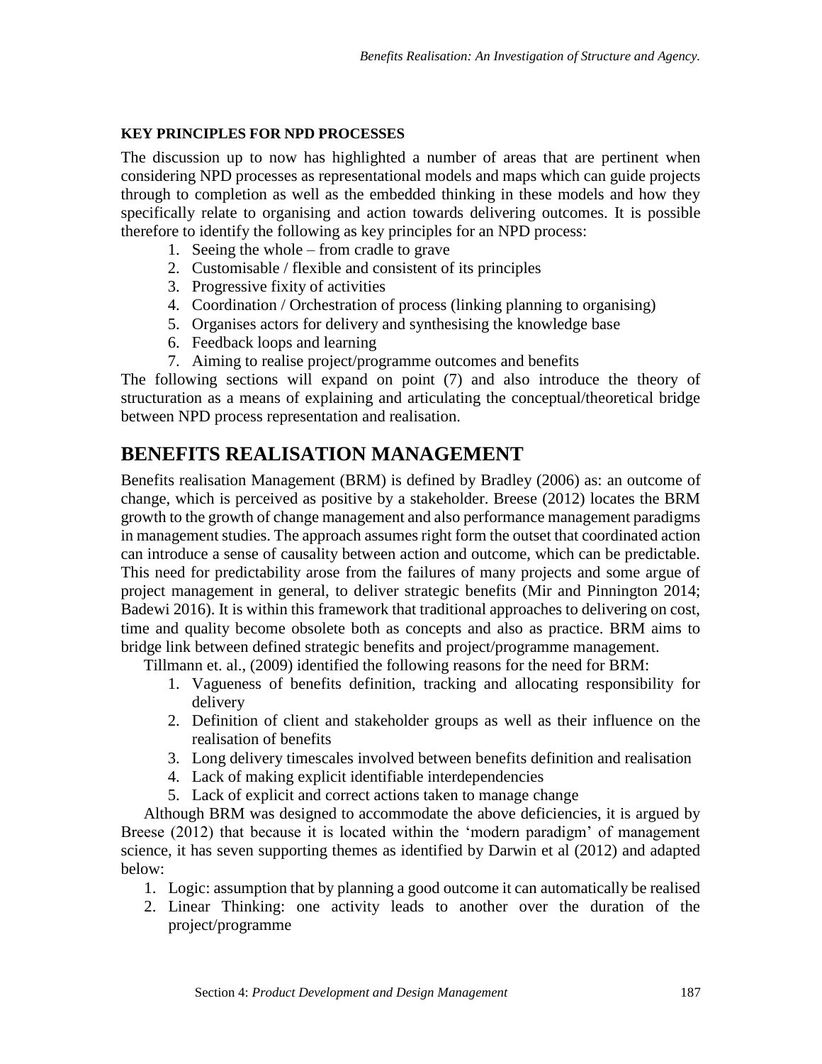**KEY PRINCIPLES FOR NPD PROCESSES**

The discussion up to now has highlighted a number of areas that are pertinent when considering NPD processes as representational models and maps which can guide projects through to completion as well as the embedded thinking in these models and how they specifically relate to organising and action towards delivering outcomes. It is possible therefore to identify the following as key principles for an NPD process:

1. Seeing the whole – from cradle to grave
2. Customisable / flexible and consistent of its principles
3. Progressive fixity of activities
4. Coordination / Orchestration of process (linking planning to organising)
5. Organises actors for delivery and synthesising the knowledge base
6. Feedback loops and learning
7. Aiming to realise project/programme outcomes and benefits

The following sections will expand on point (7) and also introduce the theory of structuration as a means of explaining and articulating the conceptual/theoretical bridge between NPD process representation and realisation.

# BENEFITS REALISATION MANAGEMENT

Benefits realisation Management (BRM) is defined by Bradley (2006) as: an outcome of change, which is perceived as positive by a stakeholder. Breese (2012) locates the BRM growth to the growth of change management and also performance management paradigms in management studies. The approach assumes right form the outset that coordinated action can introduce a sense of causality between action and outcome, which can be predictable. This need for predictability arose from the failures of many projects and some argue of project management in general, to deliver strategic benefits (Mir and Pinnington 2014; Badewi 2016). It is within this framework that traditional approaches to delivering on cost, time and quality become obsolete both as concepts and also as practice. BRM aims to bridge link between defined strategic benefits and project/programme management.

Tillmann et. al., (2009) identified the following reasons for the need for BRM:

1. Vagueness of benefits definition, tracking and allocating responsibility for delivery
2. Definition of client and stakeholder groups as well as their influence on the realisation of benefits
3. Long delivery timescales involved between benefits definition and realisation
4. Lack of making explicit identifiable interdependencies
5. Lack of explicit and correct actions taken to manage change

Although BRM was designed to accommodate the above deficiencies, it is argued by Breese (2012) that because it is located within the 'modern paradigm' of management science, it has seven supporting themes as identified by Darwin et al (2012) and adapted below:

1. Logic: assumption that by planning a good outcome it can automatically be realised
2. Linear Thinking: one activity leads to another over the duration of the project/programme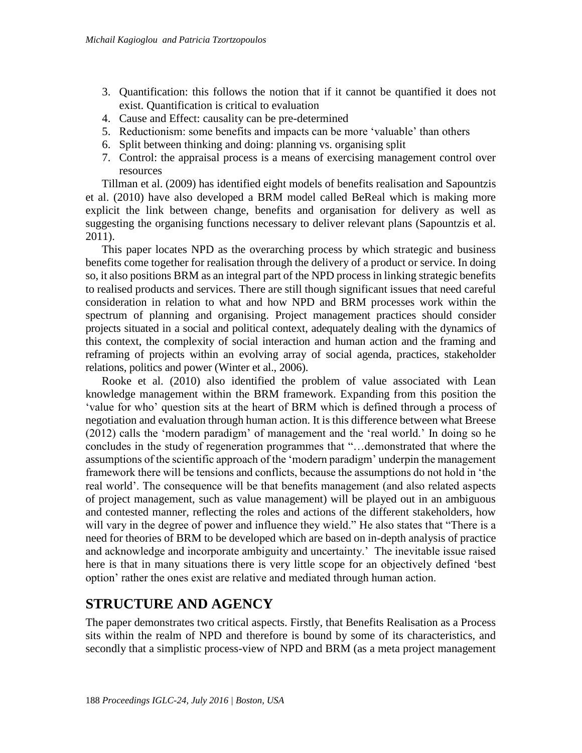3. Quantification: this follows the notion that if it cannot be quantified it does not exist. Quantification is critical to evaluation
4. Cause and Effect: causality can be pre-determined
5. Reductionism: some benefits and impacts can be more 'valuable' than others
6. Split between thinking and doing: planning vs. organising split
7. Control: the appraisal process is a means of exercising management control over resources

Tillman et al. (2009) has identified eight models of benefits realisation and Sapountzis et al. (2010) have also developed a BRM model called BeReal which is making more explicit the link between change, benefits and organisation for delivery as well as suggesting the organising functions necessary to deliver relevant plans (Sapountzis et al. 2011).

This paper locates NPD as the overarching process by which strategic and business benefits come together for realisation through the delivery of a product or service. In doing so, it also positions BRM as an integral part of the NPD process in linking strategic benefits to realised products and services. There are still though significant issues that need careful consideration in relation to what and how NPD and BRM processes work within the spectrum of planning and organising. Project management practices should consider projects situated in a social and political context, adequately dealing with the dynamics of this context, the complexity of social interaction and human action and the framing and reframing of projects within an evolving array of social agenda, practices, stakeholder relations, politics and power (Winter et al., 2006).

Rooke et al. (2010) also identified the problem of value associated with Lean knowledge management within the BRM framework. Expanding from this position the 'value for who' question sits at the heart of BRM which is defined through a process of negotiation and evaluation through human action. It is this difference between what Breese (2012) calls the 'modern paradigm' of management and the 'real world.' In doing so he concludes in the study of regeneration programmes that "…demonstrated that where the assumptions of the scientific approach of the 'modern paradigm' underpin the management framework there will be tensions and conflicts, because the assumptions do not hold in 'the real world'. The consequence will be that benefits management (and also related aspects of project management, such as value management) will be played out in an ambiguous and contested manner, reflecting the roles and actions of the different stakeholders, how will vary in the degree of power and influence they wield." He also states that "There is a need for theories of BRM to be developed which are based on in-depth analysis of practice and acknowledge and incorporate ambiguity and uncertainty.' The inevitable issue raised here is that in many situations there is very little scope for an objectively defined 'best option' rather the ones exist are relative and mediated through human action.

## STRUCTURE AND AGENCY

The paper demonstrates two critical aspects. Firstly, that Benefits Realisation as a Process sits within the realm of NPD and therefore is bound by some of its characteristics, and secondly that a simplistic process-view of NPD and BRM (as a meta project management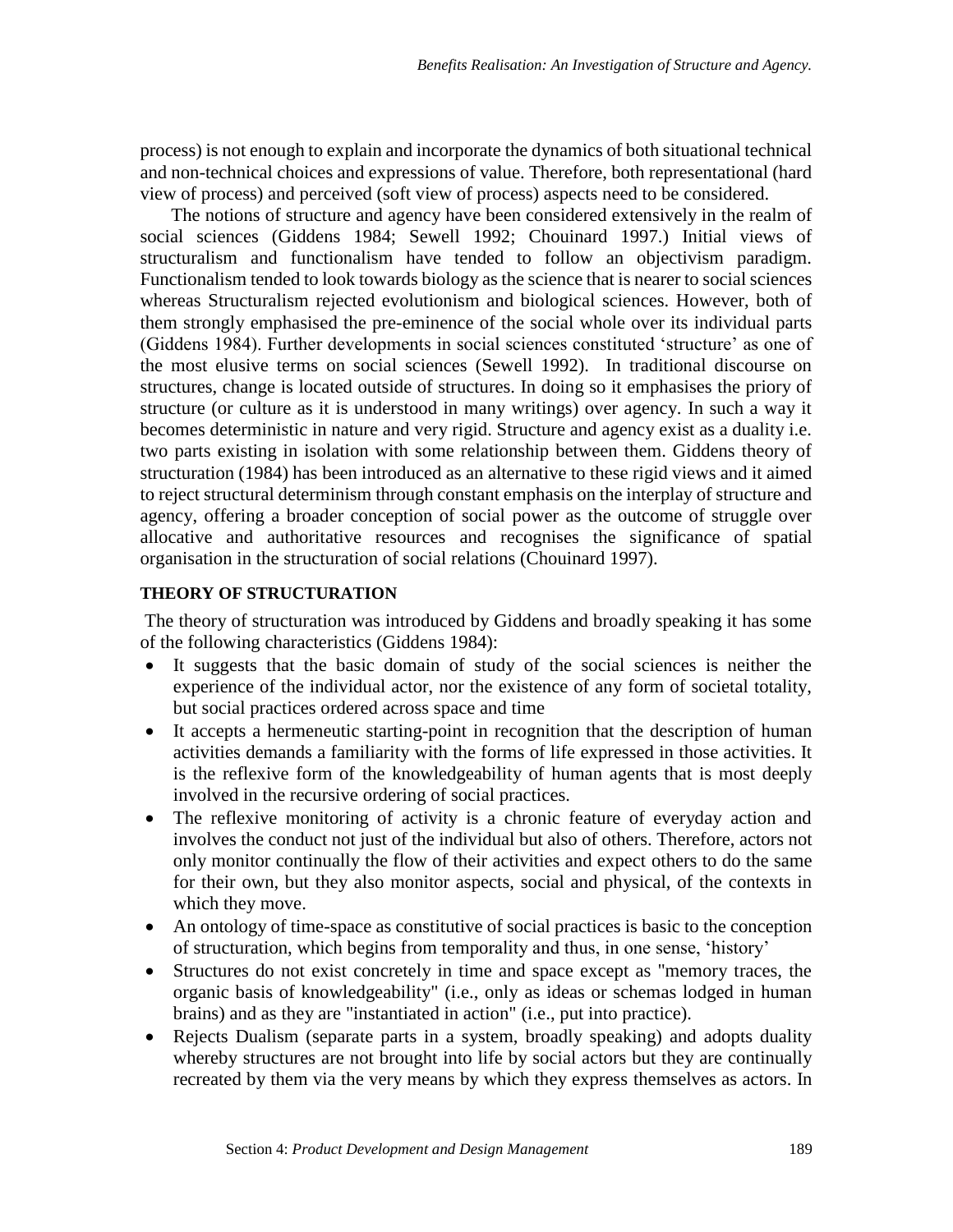process) is not enough to explain and incorporate the dynamics of both situational technical and non-technical choices and expressions of value. Therefore, both representational (hard view of process) and perceived (soft view of process) aspects need to be considered.

The notions of structure and agency have been considered extensively in the realm of social sciences (Giddens 1984; Sewell 1992; Chouinard 1997.) Initial views of structuralism and functionalism have tended to follow an objectivism paradigm. Functionalism tended to look towards biology as the science that is nearer to social sciences whereas Structuralism rejected evolutionism and biological sciences. However, both of them strongly emphasised the pre-eminence of the social whole over its individual parts (Giddens 1984). Further developments in social sciences constituted 'structure' as one of the most elusive terms on social sciences (Sewell 1992). In traditional discourse on structures, change is located outside of structures. In doing so it emphasises the priory of structure (or culture as it is understood in many writings) over agency. In such a way it becomes deterministic in nature and very rigid. Structure and agency exist as a duality i.e. two parts existing in isolation with some relationship between them. Giddens theory of structuration (1984) has been introduced as an alternative to these rigid views and it aimed to reject structural determinism through constant emphasis on the interplay of structure and agency, offering a broader conception of social power as the outcome of struggle over allocative and authoritative resources and recognises the significance of spatial organisation in the structuration of social relations (Chouinard 1997).

## THEORY OF STRUCTURATION

The theory of structuration was introduced by Giddens and broadly speaking it has some of the following characteristics (Giddens 1984):

- It suggests that the basic domain of study of the social sciences is neither the experience of the individual actor, nor the existence of any form of societal totality, but social practices ordered across space and time
- It accepts a hermeneutic starting-point in recognition that the description of human activities demands a familiarity with the forms of life expressed in those activities. It is the reflexive form of the knowledgeability of human agents that is most deeply involved in the recursive ordering of social practices.
- The reflexive monitoring of activity is a chronic feature of everyday action and involves the conduct not just of the individual but also of others. Therefore, actors not only monitor continually the flow of their activities and expect others to do the same for their own, but they also monitor aspects, social and physical, of the contexts in which they move.
- An ontology of time-space as constitutive of social practices is basic to the conception of structuration, which begins from temporality and thus, in one sense, 'history'
- Structures do not exist concretely in time and space except as "memory traces, the organic basis of knowledgeability" (i.e., only as ideas or schemas lodged in human brains) and as they are "instantiated in action" (i.e., put into practice).
- Rejects Dualism (separate parts in a system, broadly speaking) and adopts duality whereby structures are not brought into life by social actors but they are continually recreated by them via the very means by which they express themselves as actors. In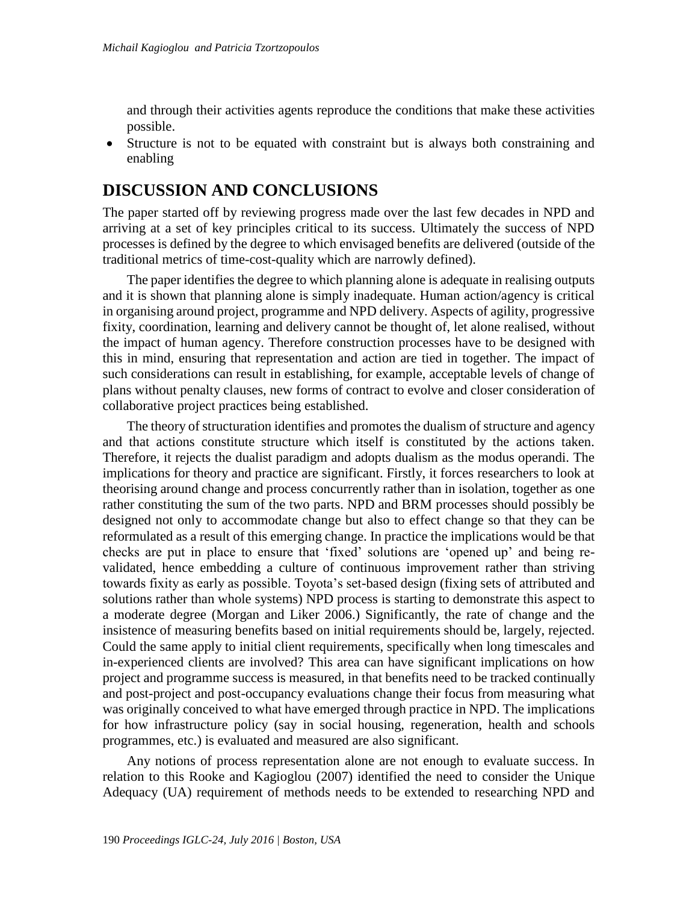and through their activities agents reproduce the conditions that make these activities possible.

- Structure is not to be equated with constraint but is always both constraining and enabling

## DISCUSSION AND CONCLUSIONS

The paper started off by reviewing progress made over the last few decades in NPD and arriving at a set of key principles critical to its success. Ultimately the success of NPD processes is defined by the degree to which envisaged benefits are delivered (outside of the traditional metrics of time-cost-quality which are narrowly defined).

The paper identifies the degree to which planning alone is adequate in realising outputs and it is shown that planning alone is simply inadequate. Human action/agency is critical in organising around project, programme and NPD delivery. Aspects of agility, progressive fixity, coordination, learning and delivery cannot be thought of, let alone realised, without the impact of human agency. Therefore construction processes have to be designed with this in mind, ensuring that representation and action are tied in together. The impact of such considerations can result in establishing, for example, acceptable levels of change of plans without penalty clauses, new forms of contract to evolve and closer consideration of collaborative project practices being established.

The theory of structuration identifies and promotes the dualism of structure and agency and that actions constitute structure which itself is constituted by the actions taken. Therefore, it rejects the dualist paradigm and adopts dualism as the modus operandi. The implications for theory and practice are significant. Firstly, it forces researchers to look at theorising around change and process concurrently rather than in isolation, together as one rather constituting the sum of the two parts. NPD and BRM processes should possibly be designed not only to accommodate change but also to effect change so that they can be reformulated as a result of this emerging change. In practice the implications would be that checks are put in place to ensure that 'fixed' solutions are 'opened up' and being re-validated, hence embedding a culture of continuous improvement rather than striving towards fixity as early as possible. Toyota's set-based design (fixing sets of attributed and solutions rather than whole systems) NPD process is starting to demonstrate this aspect to a moderate degree (Morgan and Liker 2006.) Significantly, the rate of change and the insistence of measuring benefits based on initial requirements should be, largely, rejected. Could the same apply to initial client requirements, specifically when long timescales and in-experienced clients are involved? This area can have significant implications on how project and programme success is measured, in that benefits need to be tracked continually and post-project and post-occupancy evaluations change their focus from measuring what was originally conceived to what have emerged through practice in NPD. The implications for how infrastructure policy (say in social housing, regeneration, health and schools programmes, etc.) is evaluated and measured are also significant.

Any notions of process representation alone are not enough to evaluate success. In relation to this Rooke and Kagioglou (2007) identified the need to consider the Unique Adequacy (UA) requirement of methods needs to be extended to researching NPD and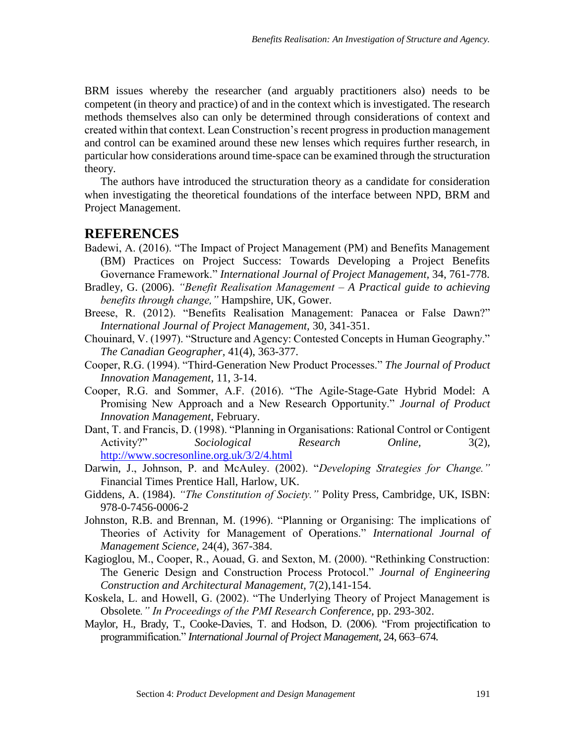BRM issues whereby the researcher (and arguably practitioners also) needs to be competent (in theory and practice) of and in the context which is investigated. The research methods themselves also can only be determined through considerations of context and created within that context. Lean Construction's recent progress in production management and control can be examined around these new lenses which requires further research, in particular how considerations around time-space can be examined through the structuration theory.

The authors have introduced the structuration theory as a candidate for consideration when investigating the theoretical foundations of the interface between NPD, BRM and Project Management.

## REFERENCES

Badewi, A. (2016). "The Impact of Project Management (PM) and Benefits Management (BM) Practices on Project Success: Towards Developing a Project Benefits Governance Framework." *International Journal of Project Management,* 34, 761-778.

Bradley, G. (2006). *"Benefit Realisation Management – A Practical guide to achieving benefits through change,"* Hampshire, UK, Gower.

Breese, R. (2012). "Benefits Realisation Management: Panacea or False Dawn?" *International Journal of Project Management,* 30, 341-351.

Chouinard, V. (1997). "Structure and Agency: Contested Concepts in Human Geography." *The Canadian Geographer,* 41(4), 363-377.

Cooper, R.G. (1994). "Third-Generation New Product Processes." *The Journal of Product Innovation Management,* 11, 3-14.

Cooper, R.G. and Sommer, A.F. (2016). "The Agile-Stage-Gate Hybrid Model: A Promising New Approach and a New Research Opportunity." *Journal of Product Innovation Management,* February.

Dant, T. and Francis, D. (1998). "Planning in Organisations: Rational Control or Contigent Activity?" *Sociological Research Online,* 3(2), http://www.socresonline.org.uk/3/2/4.html

Darwin, J., Johnson, P. and McAuley. (2002). "*Developing Strategies for Change."* Financial Times Prentice Hall, Harlow, UK.

Giddens, A. (1984). *"The Constitution of Society."* Polity Press, Cambridge, UK, ISBN: 978-0-7456-0006-2

Johnston, R.B. and Brennan, M. (1996). "Planning or Organising: The implications of Theories of Activity for Management of Operations." *International Journal of Management Science,* 24(4), 367-384.

Kagioglou, M., Cooper, R., Aouad, G. and Sexton, M. (2000). "Rethinking Construction: The Generic Design and Construction Process Protocol." *Journal of Engineering Construction and Architectural Management,* 7(2),141-154.

Koskela, L. and Howell, G. (2002). "The Underlying Theory of Project Management is Obsolete*." In Proceedings of the PMI Research Conference,* pp. 293-302.

Maylor, H., Brady, T., Cooke-Davies, T. and Hodson, D. (2006). "From projectification to programmification." *International Journal of Project Management,* 24, 663–674.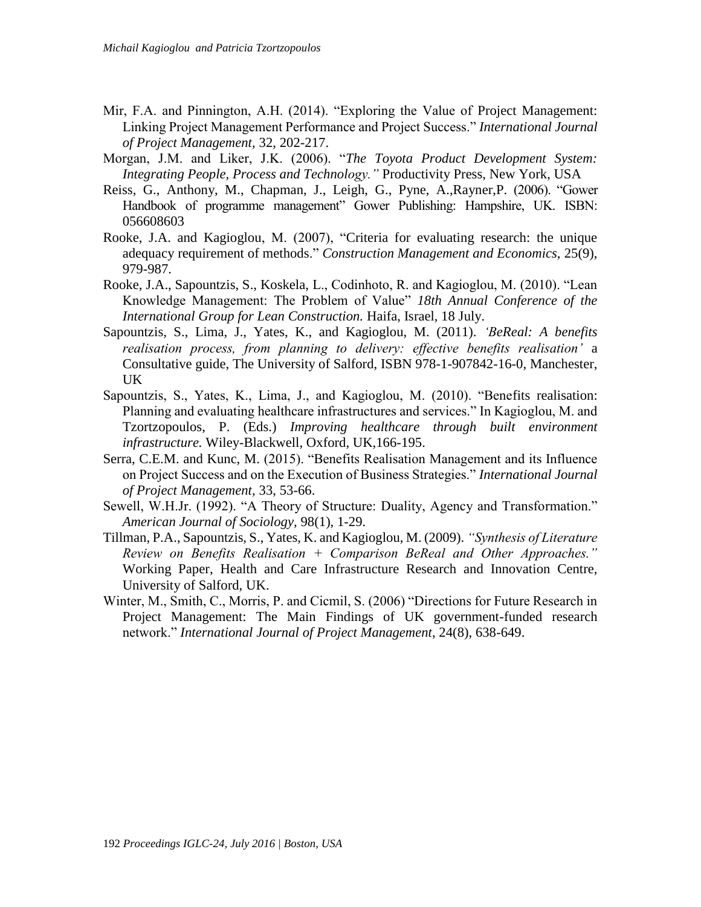Mir, F.A. and Pinnington, A.H. (2014). "Exploring the Value of Project Management: Linking Project Management Performance and Project Success." *International Journal of Project Management,* 32, 202-217.

Morgan, J.M. and Liker, J.K. (2006). "*The Toyota Product Development System: Integrating People, Process and Technology."* Productivity Press, New York, USA

Reiss, G., Anthony, M., Chapman, J., Leigh, G., Pyne, A.,Rayner,P. (2006). "Gower Handbook of programme management" Gower Publishing: Hampshire, UK. ISBN: 056608603

Rooke, J.A. and Kagioglou, M. (2007), "Criteria for evaluating research: the unique adequacy requirement of methods." *Construction Management and Economics,* 25(9), 979-987.

Rooke, J.A., Sapountzis, S., Koskela, L., Codinhoto, R. and Kagioglou, M. (2010). "Lean Knowledge Management: The Problem of Value" *18th Annual Conference of the International Group for Lean Construction.* Haifa, Israel, 18 July.

Sapountzis, S., Lima, J., Yates, K., and Kagioglou, M. (2011). *'BeReal: A benefits realisation process, from planning to delivery: effective benefits realisation'* a Consultative guide, The University of Salford, ISBN 978-1-907842-16-0, Manchester, UK

Sapountzis, S., Yates, K., Lima, J., and Kagioglou, M. (2010). "Benefits realisation: Planning and evaluating healthcare infrastructures and services." In Kagioglou, M. and Tzortzopoulos, P. (Eds.) *Improving healthcare through built environment infrastructure.* Wiley-Blackwell, Oxford, UK,166-195.

Serra, C.E.M. and Kunc, M. (2015). "Benefits Realisation Management and its Influence on Project Success and on the Execution of Business Strategies." *International Journal of Project Management,* 33, 53-66.

Sewell, W.H.Jr. (1992). "A Theory of Structure: Duality, Agency and Transformation." *American Journal of Sociology,* 98(1), 1-29.

Tillman, P.A., Sapountzis, S., Yates, K. and Kagioglou, M. (2009). *"Synthesis of Literature Review on Benefits Realisation + Comparison BeReal and Other Approaches."* Working Paper, Health and Care Infrastructure Research and Innovation Centre, University of Salford, UK.

Winter, M., Smith, C., Morris, P. and Cicmil, S. (2006) "Directions for Future Research in Project Management: The Main Findings of UK government-funded research network." *International Journal of Project Management*, 24(8), 638-649.